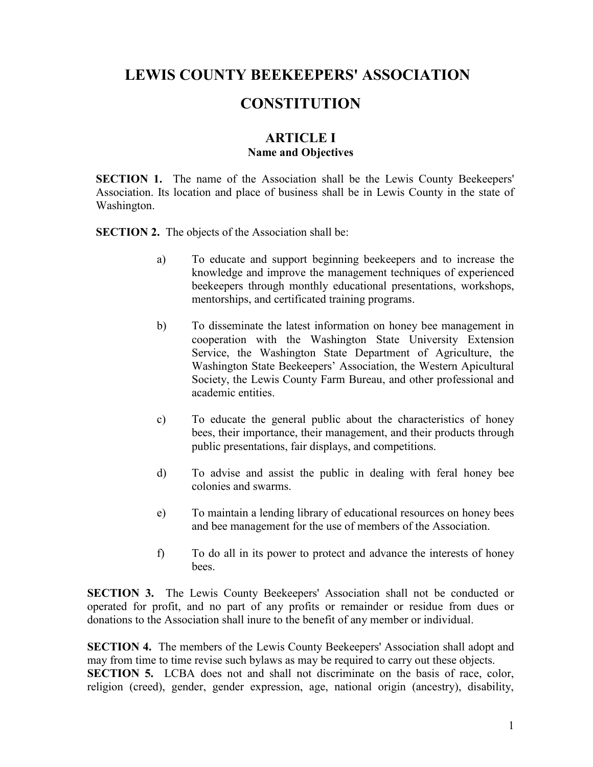# LEWIS COUNTY BEEKEEPERS' ASSOCIATION

# CONSTITUTION

## ARTICLE I
### Name and Objectives

**SECTION 1.** The name of the Association shall be the Lewis County Beekeepers' Association. Its location and place of business shall be in Lewis County in the state of Washington.

**SECTION 2.** The objects of the Association shall be:

a) To educate and support beginning beekeepers and to increase the knowledge and improve the management techniques of experienced beekeepers through monthly educational presentations, workshops, mentorships, and certificated training programs.

b) To disseminate the latest information on honey bee management in cooperation with the Washington State University Extension Service, the Washington State Department of Agriculture, the Washington State Beekeepers' Association, the Western Apicultural Society, the Lewis County Farm Bureau, and other professional and academic entities.

c) To educate the general public about the characteristics of honey bees, their importance, their management, and their products through public presentations, fair displays, and competitions.

d) To advise and assist the public in dealing with feral honey bee colonies and swarms.

e) To maintain a lending library of educational resources on honey bees and bee management for the use of members of the Association.

f) To do all in its power to protect and advance the interests of honey bees.

**SECTION 3.** The Lewis County Beekeepers' Association shall not be conducted or operated for profit, and no part of any profits or remainder or residue from dues or donations to the Association shall inure to the benefit of any member or individual.

**SECTION 4.** The members of the Lewis County Beekeepers' Association shall adopt and may from time to time revise such bylaws as may be required to carry out these objects.

**SECTION 5.** LCBA does not and shall not discriminate on the basis of race, color, religion (creed), gender, gender expression, age, national origin (ancestry), disability,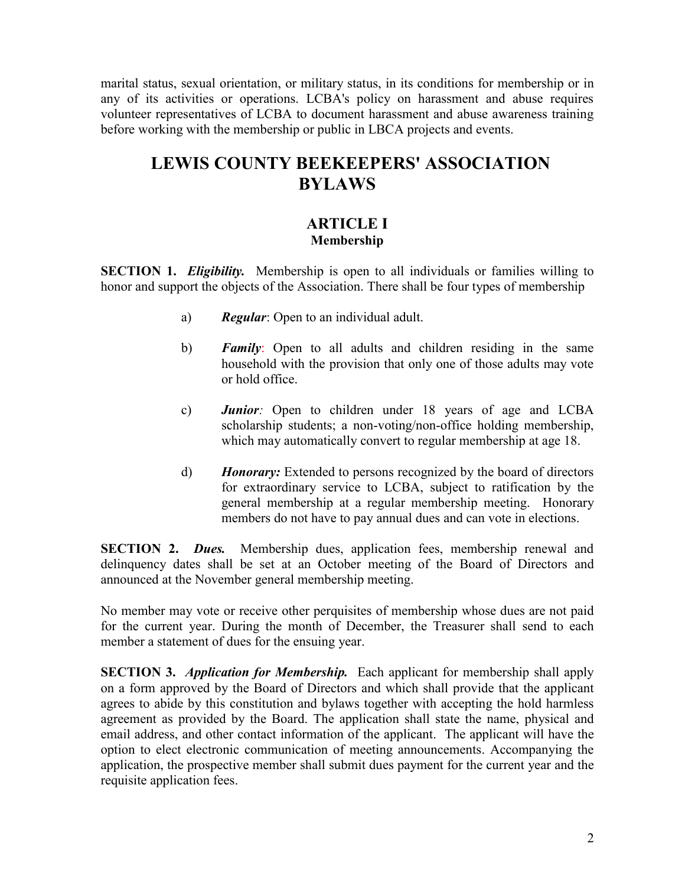marital status, sexual orientation, or military status, in its conditions for membership or in any of its activities or operations. LCBA's policy on harassment and abuse requires volunteer representatives of LCBA to document harassment and abuse awareness training before working with the membership or public in LBCA projects and events.

# LEWIS COUNTY BEEKEEPERS' ASSOCIATION BYLAWS

## ARTICLE I
### Membership

**SECTION 1.** ***Eligibility.*** Membership is open to all individuals or families willing to honor and support the objects of the Association. There shall be four types of membership

a) ***Regular***: Open to an individual adult.

b) ***Family***: Open to all adults and children residing in the same household with the provision that only one of those adults may vote or hold office.

c) ***Junior:*** Open to children under 18 years of age and LCBA scholarship students; a non-voting/non-office holding membership, which may automatically convert to regular membership at age 18.

d) ***Honorary:*** Extended to persons recognized by the board of directors for extraordinary service to LCBA, subject to ratification by the general membership at a regular membership meeting. Honorary members do not have to pay annual dues and can vote in elections.

**SECTION 2.** ***Dues.*** Membership dues, application fees, membership renewal and delinquency dates shall be set at an October meeting of the Board of Directors and announced at the November general membership meeting.

No member may vote or receive other perquisites of membership whose dues are not paid for the current year. During the month of December, the Treasurer shall send to each member a statement of dues for the ensuing year.

**SECTION 3.** ***Application for Membership.*** Each applicant for membership shall apply on a form approved by the Board of Directors and which shall provide that the applicant agrees to abide by this constitution and bylaws together with accepting the hold harmless agreement as provided by the Board. The application shall state the name, physical and email address, and other contact information of the applicant. The applicant will have the option to elect electronic communication of meeting announcements. Accompanying the application, the prospective member shall submit dues payment for the current year and the requisite application fees.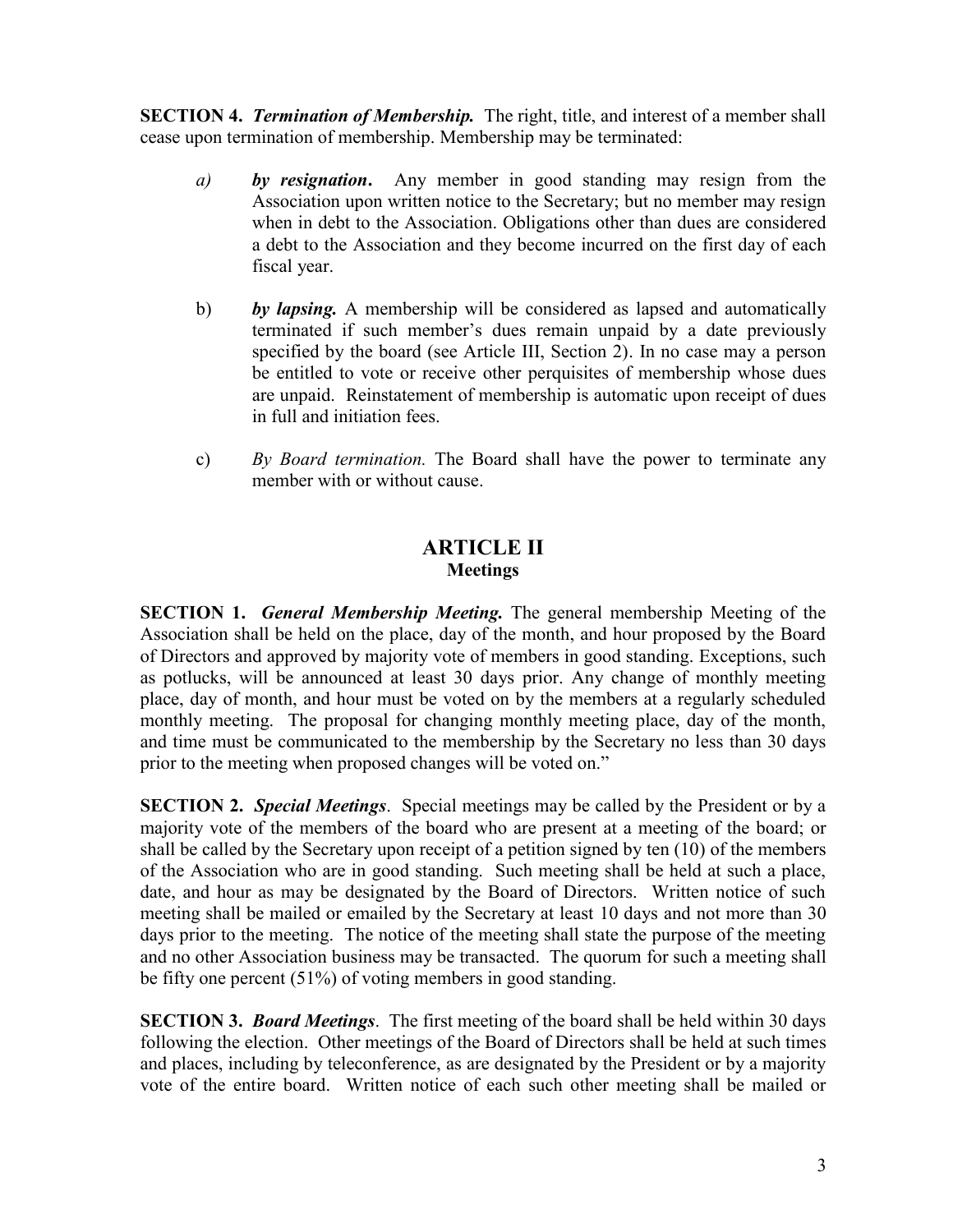**SECTION 4.** ***Termination of Membership.*** The right, title, and interest of a member shall cease upon termination of membership. Membership may be terminated:

*a)* ***by resignation***. Any member in good standing may resign from the Association upon written notice to the Secretary; but no member may resign when in debt to the Association. Obligations other than dues are considered a debt to the Association and they become incurred on the first day of each fiscal year.

b) ***by lapsing.*** A membership will be considered as lapsed and automatically terminated if such member's dues remain unpaid by a date previously specified by the board (see Article III, Section 2). In no case may a person be entitled to vote or receive other perquisites of membership whose dues are unpaid. Reinstatement of membership is automatic upon receipt of dues in full and initiation fees.

c) *By Board termination.* The Board shall have the power to terminate any member with or without cause.

## ARTICLE II
### Meetings

**SECTION 1.** ***General Membership Meeting.*** The general membership Meeting of the Association shall be held on the place, day of the month, and hour proposed by the Board of Directors and approved by majority vote of members in good standing. Exceptions, such as potlucks, will be announced at least 30 days prior. Any change of monthly meeting place, day of month, and hour must be voted on by the members at a regularly scheduled monthly meeting. The proposal for changing monthly meeting place, day of the month, and time must be communicated to the membership by the Secretary no less than 30 days prior to the meeting when proposed changes will be voted on."

**SECTION 2.** ***Special Meetings***. Special meetings may be called by the President or by a majority vote of the members of the board who are present at a meeting of the board; or shall be called by the Secretary upon receipt of a petition signed by ten (10) of the members of the Association who are in good standing. Such meeting shall be held at such a place, date, and hour as may be designated by the Board of Directors. Written notice of such meeting shall be mailed or emailed by the Secretary at least 10 days and not more than 30 days prior to the meeting. The notice of the meeting shall state the purpose of the meeting and no other Association business may be transacted. The quorum for such a meeting shall be fifty one percent (51%) of voting members in good standing.

**SECTION 3.** ***Board Meetings***. The first meeting of the board shall be held within 30 days following the election. Other meetings of the Board of Directors shall be held at such times and places, including by teleconference, as are designated by the President or by a majority vote of the entire board. Written notice of each such other meeting shall be mailed or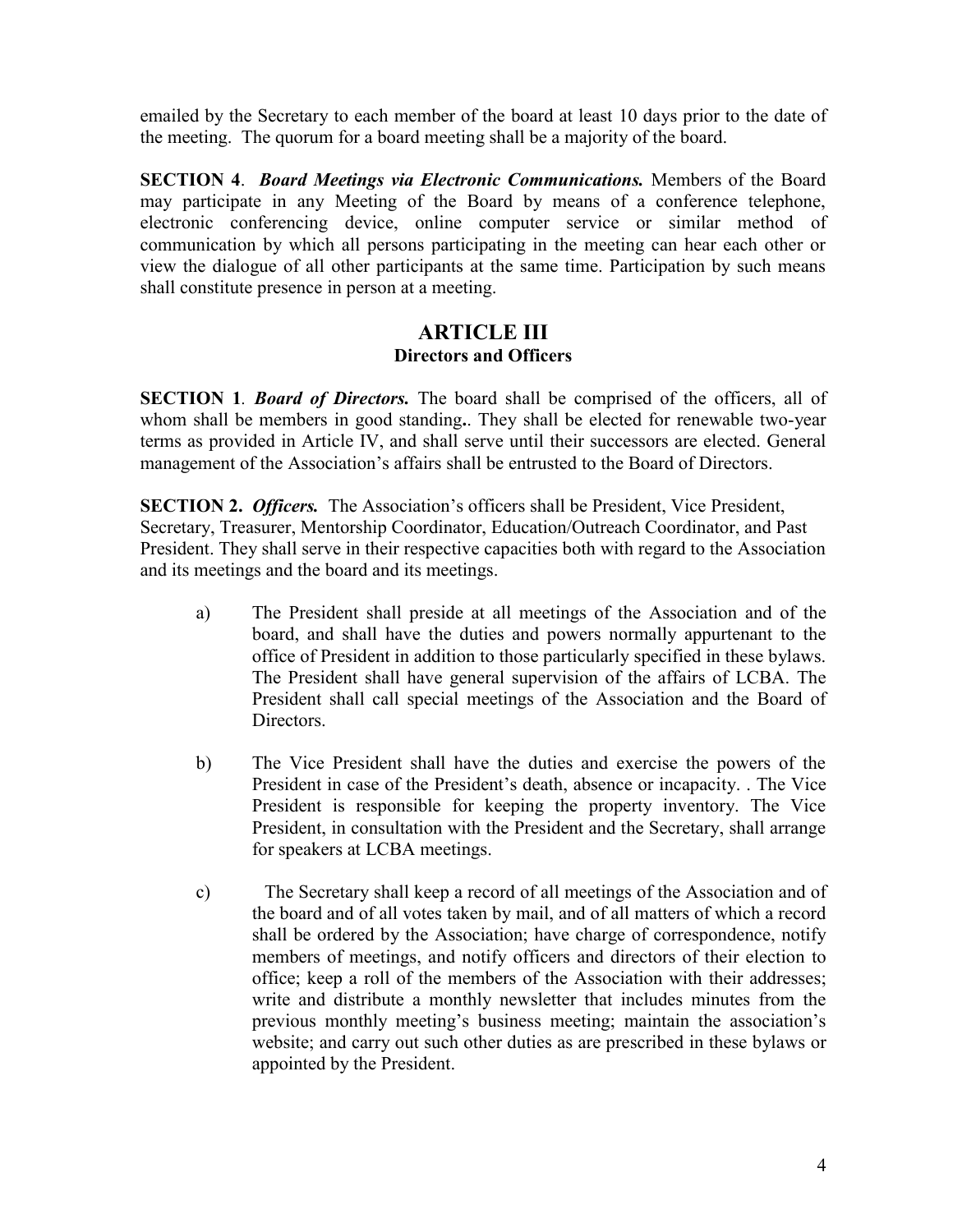emailed by the Secretary to each member of the board at least 10 days prior to the date of the meeting. The quorum for a board meeting shall be a majority of the board.

**SECTION 4**. ***Board Meetings via Electronic Communications.*** Members of the Board may participate in any Meeting of the Board by means of a conference telephone, electronic conferencing device, online computer service or similar method of communication by which all persons participating in the meeting can hear each other or view the dialogue of all other participants at the same time. Participation by such means shall constitute presence in person at a meeting.

## ARTICLE III
### Directors and Officers

**SECTION 1**. ***Board of Directors.*** The board shall be comprised of the officers, all of whom shall be members in good standing**.**. They shall be elected for renewable two-year terms as provided in Article IV, and shall serve until their successors are elected. General management of the Association's affairs shall be entrusted to the Board of Directors.

**SECTION 2.** ***Officers.*** The Association's officers shall be President, Vice President, Secretary, Treasurer, Mentorship Coordinator, Education/Outreach Coordinator, and Past President. They shall serve in their respective capacities both with regard to the Association and its meetings and the board and its meetings.

a) The President shall preside at all meetings of the Association and of the board, and shall have the duties and powers normally appurtenant to the office of President in addition to those particularly specified in these bylaws. The President shall have general supervision of the affairs of LCBA. The President shall call special meetings of the Association and the Board of Directors.

b) The Vice President shall have the duties and exercise the powers of the President in case of the President's death, absence or incapacity. . The Vice President is responsible for keeping the property inventory. The Vice President, in consultation with the President and the Secretary, shall arrange for speakers at LCBA meetings.

c) The Secretary shall keep a record of all meetings of the Association and of the board and of all votes taken by mail, and of all matters of which a record shall be ordered by the Association; have charge of correspondence, notify members of meetings, and notify officers and directors of their election to office; keep a roll of the members of the Association with their addresses; write and distribute a monthly newsletter that includes minutes from the previous monthly meeting's business meeting; maintain the association's website; and carry out such other duties as are prescribed in these bylaws or appointed by the President.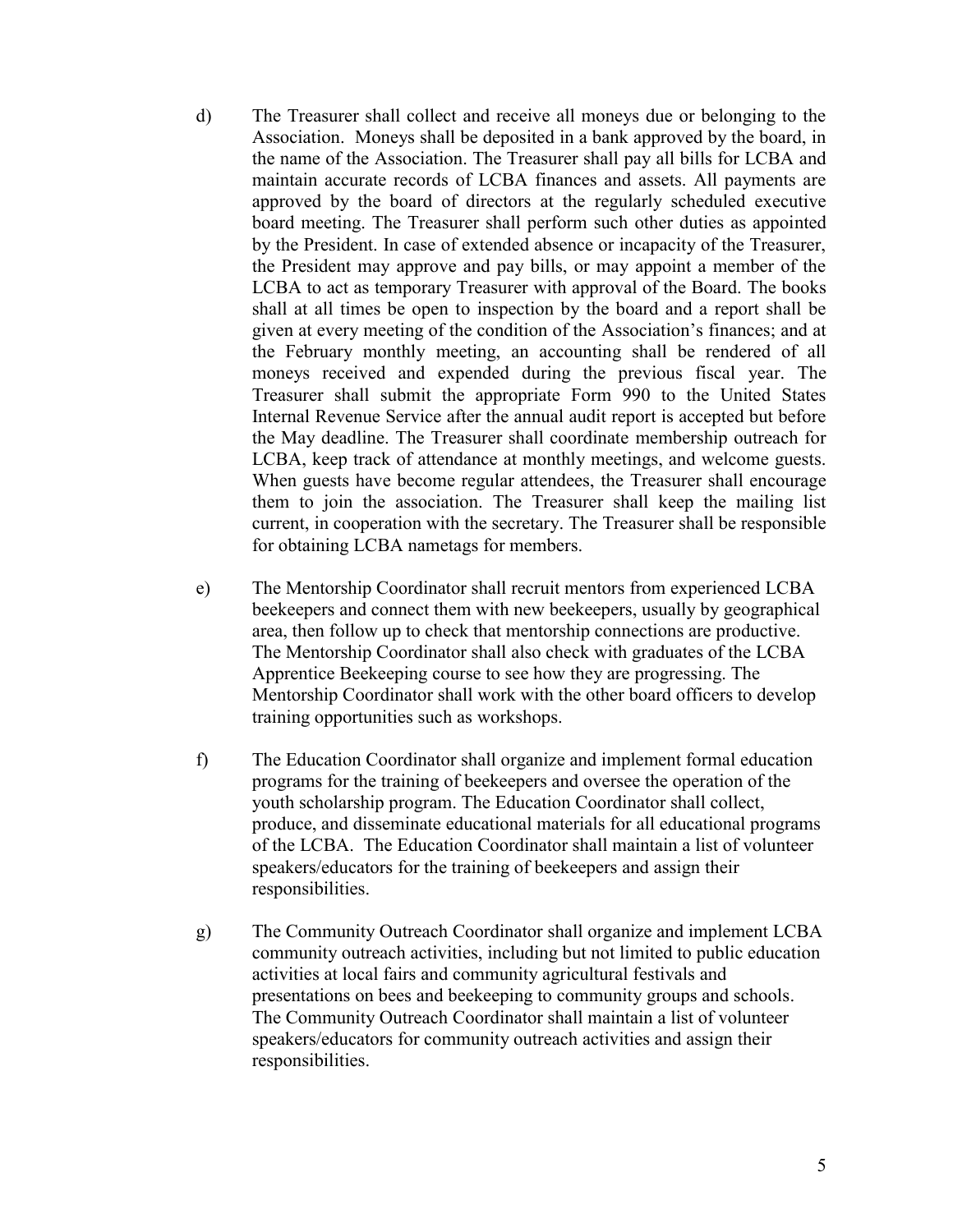d) The Treasurer shall collect and receive all moneys due or belonging to the Association. Moneys shall be deposited in a bank approved by the board, in the name of the Association. The Treasurer shall pay all bills for LCBA and maintain accurate records of LCBA finances and assets. All payments are approved by the board of directors at the regularly scheduled executive board meeting. The Treasurer shall perform such other duties as appointed by the President. In case of extended absence or incapacity of the Treasurer, the President may approve and pay bills, or may appoint a member of the LCBA to act as temporary Treasurer with approval of the Board. The books shall at all times be open to inspection by the board and a report shall be given at every meeting of the condition of the Association's finances; and at the February monthly meeting, an accounting shall be rendered of all moneys received and expended during the previous fiscal year. The Treasurer shall submit the appropriate Form 990 to the United States Internal Revenue Service after the annual audit report is accepted but before the May deadline. The Treasurer shall coordinate membership outreach for LCBA, keep track of attendance at monthly meetings, and welcome guests. When guests have become regular attendees, the Treasurer shall encourage them to join the association. The Treasurer shall keep the mailing list current, in cooperation with the secretary. The Treasurer shall be responsible for obtaining LCBA nametags for members.

e) The Mentorship Coordinator shall recruit mentors from experienced LCBA beekeepers and connect them with new beekeepers, usually by geographical area, then follow up to check that mentorship connections are productive. The Mentorship Coordinator shall also check with graduates of the LCBA Apprentice Beekeeping course to see how they are progressing. The Mentorship Coordinator shall work with the other board officers to develop training opportunities such as workshops.

f) The Education Coordinator shall organize and implement formal education programs for the training of beekeepers and oversee the operation of the youth scholarship program. The Education Coordinator shall collect, produce, and disseminate educational materials for all educational programs of the LCBA. The Education Coordinator shall maintain a list of volunteer speakers/educators for the training of beekeepers and assign their responsibilities.

g) The Community Outreach Coordinator shall organize and implement LCBA community outreach activities, including but not limited to public education activities at local fairs and community agricultural festivals and presentations on bees and beekeeping to community groups and schools. The Community Outreach Coordinator shall maintain a list of volunteer speakers/educators for community outreach activities and assign their responsibilities.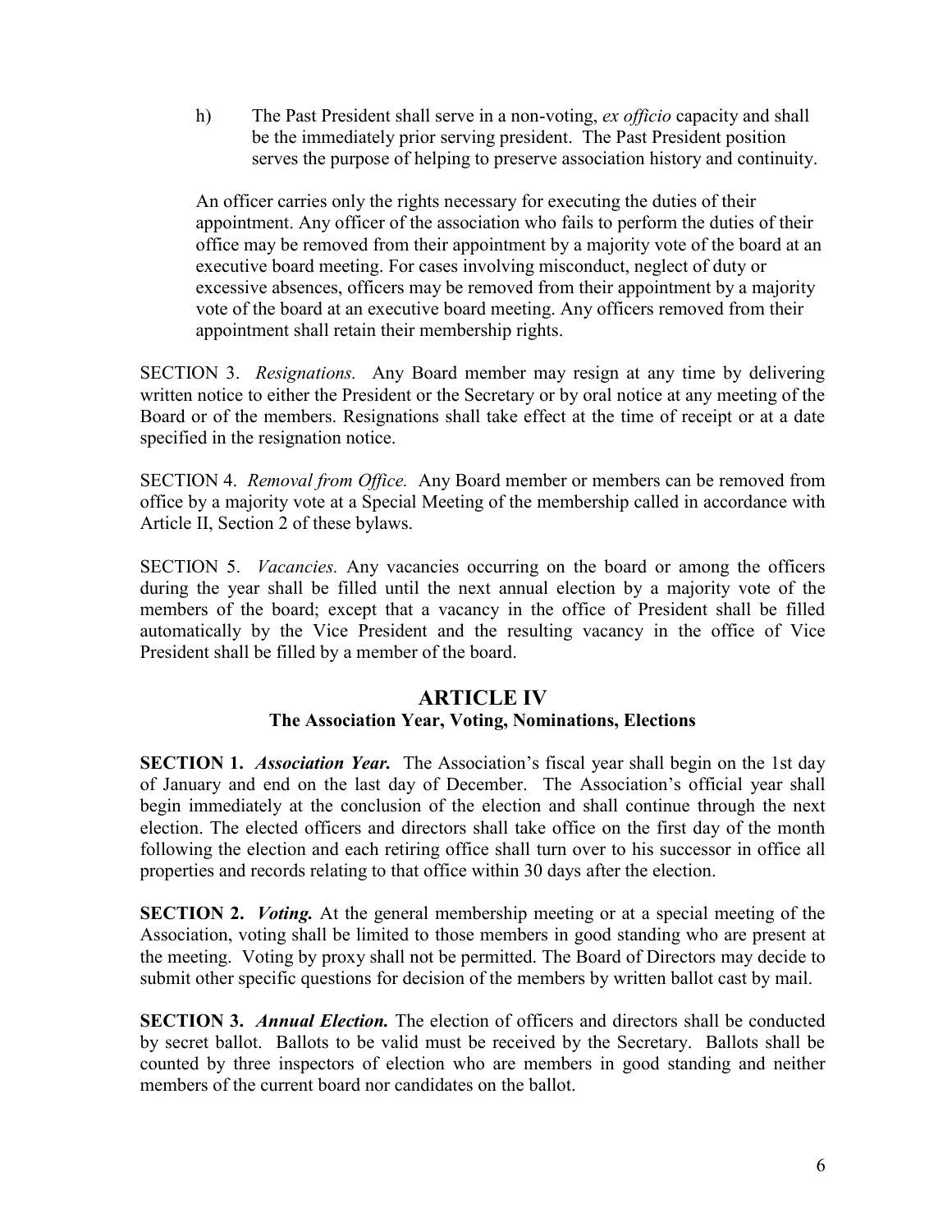h) The Past President shall serve in a non-voting, *ex officio* capacity and shall be the immediately prior serving president. The Past President position serves the purpose of helping to preserve association history and continuity.

An officer carries only the rights necessary for executing the duties of their appointment. Any officer of the association who fails to perform the duties of their office may be removed from their appointment by a majority vote of the board at an executive board meeting. For cases involving misconduct, neglect of duty or excessive absences, officers may be removed from their appointment by a majority vote of the board at an executive board meeting. Any officers removed from their appointment shall retain their membership rights.

SECTION 3. *Resignations.* Any Board member may resign at any time by delivering written notice to either the President or the Secretary or by oral notice at any meeting of the Board or of the members. Resignations shall take effect at the time of receipt or at a date specified in the resignation notice.

SECTION 4. *Removal from Office.* Any Board member or members can be removed from office by a majority vote at a Special Meeting of the membership called in accordance with Article II, Section 2 of these bylaws.

SECTION 5. *Vacancies.* Any vacancies occurring on the board or among the officers during the year shall be filled until the next annual election by a majority vote of the members of the board; except that a vacancy in the office of President shall be filled automatically by the Vice President and the resulting vacancy in the office of Vice President shall be filled by a member of the board.

## ARTICLE IV

### The Association Year, Voting, Nominations, Elections

**SECTION 1.** ***Association Year.*** The Association's fiscal year shall begin on the 1st day of January and end on the last day of December. The Association's official year shall begin immediately at the conclusion of the election and shall continue through the next election. The elected officers and directors shall take office on the first day of the month following the election and each retiring office shall turn over to his successor in office all properties and records relating to that office within 30 days after the election.

**SECTION 2.** ***Voting.*** At the general membership meeting or at a special meeting of the Association, voting shall be limited to those members in good standing who are present at the meeting. Voting by proxy shall not be permitted. The Board of Directors may decide to submit other specific questions for decision of the members by written ballot cast by mail.

**SECTION 3.** ***Annual Election.*** The election of officers and directors shall be conducted by secret ballot. Ballots to be valid must be received by the Secretary. Ballots shall be counted by three inspectors of election who are members in good standing and neither members of the current board nor candidates on the ballot.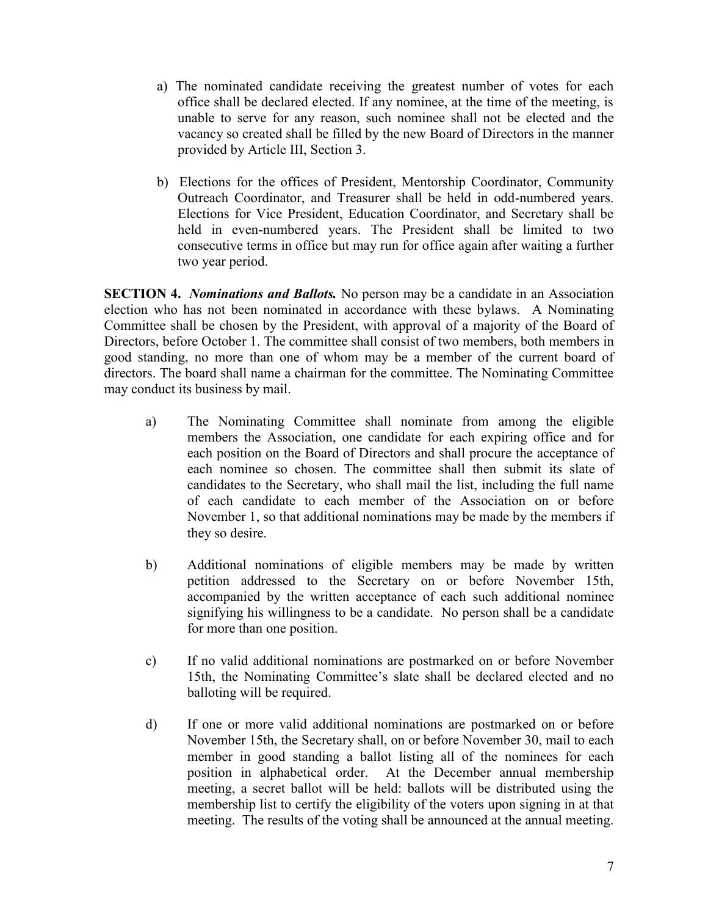a) The nominated candidate receiving the greatest number of votes for each office shall be declared elected. If any nominee, at the time of the meeting, is unable to serve for any reason, such nominee shall not be elected and the vacancy so created shall be filled by the new Board of Directors in the manner provided by Article III, Section 3.

b) Elections for the offices of President, Mentorship Coordinator, Community Outreach Coordinator, and Treasurer shall be held in odd-numbered years. Elections for Vice President, Education Coordinator, and Secretary shall be held in even-numbered years. The President shall be limited to two consecutive terms in office but may run for office again after waiting a further two year period.

**SECTION 4.** ***Nominations and Ballots.*** No person may be a candidate in an Association election who has not been nominated in accordance with these bylaws. A Nominating Committee shall be chosen by the President, with approval of a majority of the Board of Directors, before October 1. The committee shall consist of two members, both members in good standing, no more than one of whom may be a member of the current board of directors. The board shall name a chairman for the committee. The Nominating Committee may conduct its business by mail.

a) The Nominating Committee shall nominate from among the eligible members the Association, one candidate for each expiring office and for each position on the Board of Directors and shall procure the acceptance of each nominee so chosen. The committee shall then submit its slate of candidates to the Secretary, who shall mail the list, including the full name of each candidate to each member of the Association on or before November 1, so that additional nominations may be made by the members if they so desire.

b) Additional nominations of eligible members may be made by written petition addressed to the Secretary on or before November 15th, accompanied by the written acceptance of each such additional nominee signifying his willingness to be a candidate. No person shall be a candidate for more than one position.

c) If no valid additional nominations are postmarked on or before November 15th, the Nominating Committee's slate shall be declared elected and no balloting will be required.

d) If one or more valid additional nominations are postmarked on or before November 15th, the Secretary shall, on or before November 30, mail to each member in good standing a ballot listing all of the nominees for each position in alphabetical order. At the December annual membership meeting, a secret ballot will be held: ballots will be distributed using the membership list to certify the eligibility of the voters upon signing in at that meeting. The results of the voting shall be announced at the annual meeting.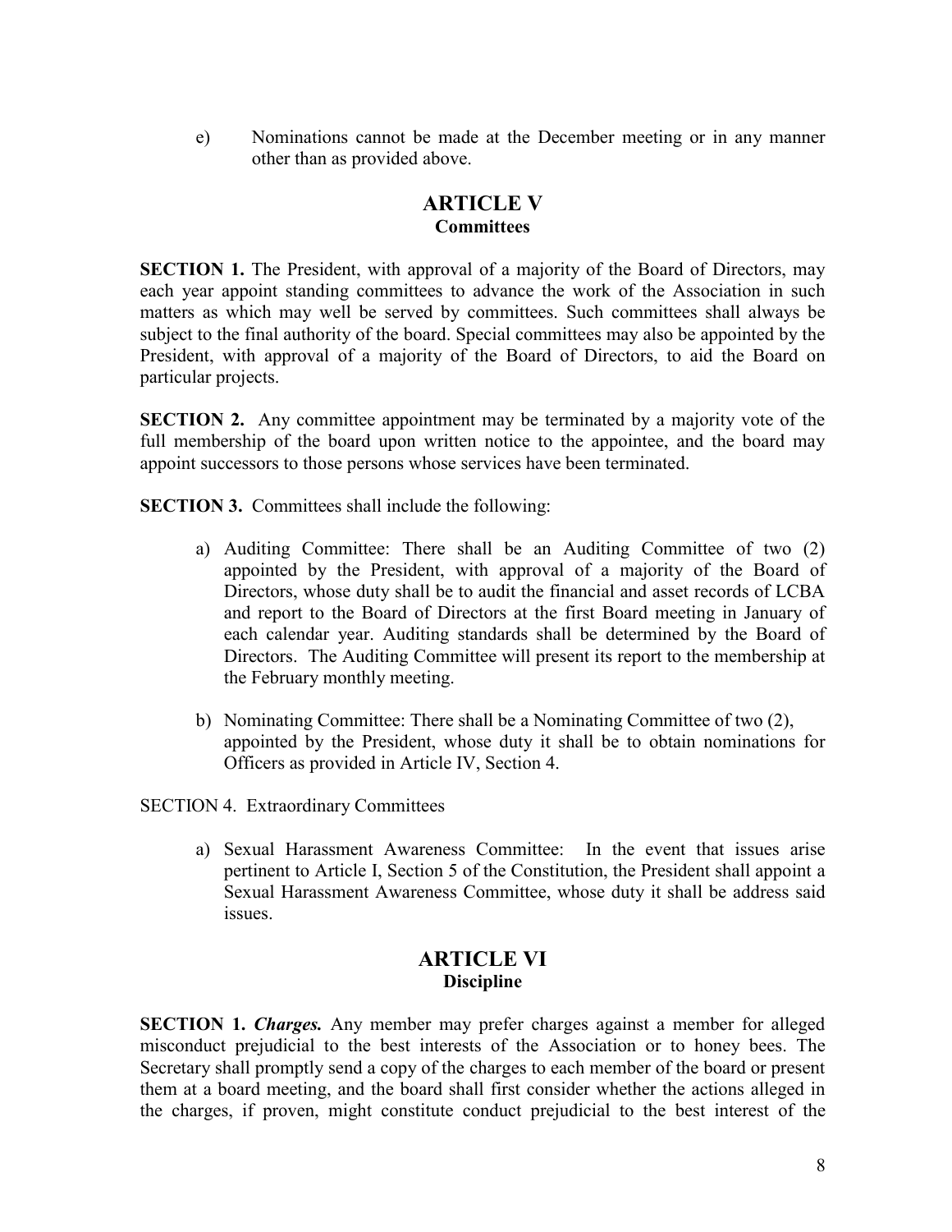e) Nominations cannot be made at the December meeting or in any manner other than as provided above.

## ARTICLE V
### Committees

**SECTION 1.** The President, with approval of a majority of the Board of Directors, may each year appoint standing committees to advance the work of the Association in such matters as which may well be served by committees. Such committees shall always be subject to the final authority of the board. Special committees may also be appointed by the President, with approval of a majority of the Board of Directors, to aid the Board on particular projects.

**SECTION 2.** Any committee appointment may be terminated by a majority vote of the full membership of the board upon written notice to the appointee, and the board may appoint successors to those persons whose services have been terminated.

**SECTION 3.** Committees shall include the following:

a) Auditing Committee: There shall be an Auditing Committee of two (2) appointed by the President, with approval of a majority of the Board of Directors, whose duty shall be to audit the financial and asset records of LCBA and report to the Board of Directors at the first Board meeting in January of each calendar year. Auditing standards shall be determined by the Board of Directors. The Auditing Committee will present its report to the membership at the February monthly meeting.

b) Nominating Committee: There shall be a Nominating Committee of two (2), appointed by the President, whose duty it shall be to obtain nominations for Officers as provided in Article IV, Section 4.

SECTION 4. Extraordinary Committees

a) Sexual Harassment Awareness Committee: In the event that issues arise pertinent to Article I, Section 5 of the Constitution, the President shall appoint a Sexual Harassment Awareness Committee, whose duty it shall be address said issues.

## ARTICLE VI
### Discipline

**SECTION 1.** ***Charges.*** Any member may prefer charges against a member for alleged misconduct prejudicial to the best interests of the Association or to honey bees. The Secretary shall promptly send a copy of the charges to each member of the board or present them at a board meeting, and the board shall first consider whether the actions alleged in the charges, if proven, might constitute conduct prejudicial to the best interest of the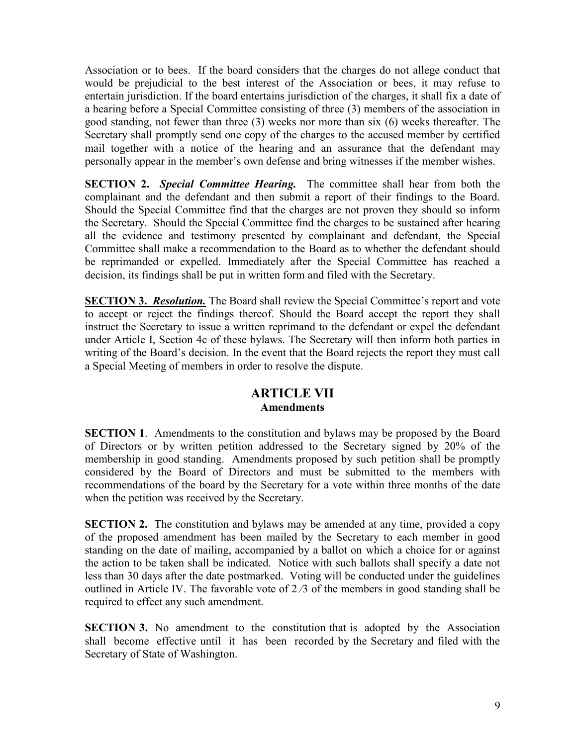Association or to bees. If the board considers that the charges do not allege conduct that would be prejudicial to the best interest of the Association or bees, it may refuse to entertain jurisdiction. If the board entertains jurisdiction of the charges, it shall fix a date of a hearing before a Special Committee consisting of three (3) members of the association in good standing, not fewer than three (3) weeks nor more than six (6) weeks thereafter. The Secretary shall promptly send one copy of the charges to the accused member by certified mail together with a notice of the hearing and an assurance that the defendant may personally appear in the member's own defense and bring witnesses if the member wishes.

**SECTION 2.** ***Special Committee Hearing.*** The committee shall hear from both the complainant and the defendant and then submit a report of their findings to the Board. Should the Special Committee find that the charges are not proven they should so inform the Secretary. Should the Special Committee find the charges to be sustained after hearing all the evidence and testimony presented by complainant and defendant, the Special Committee shall make a recommendation to the Board as to whether the defendant should be reprimanded or expelled. Immediately after the Special Committee has reached a decision, its findings shall be put in written form and filed with the Secretary.

**SECTION 3.** ***Resolution.*** The Board shall review the Special Committee's report and vote to accept or reject the findings thereof. Should the Board accept the report they shall instruct the Secretary to issue a written reprimand to the defendant or expel the defendant under Article I, Section 4c of these bylaws. The Secretary will then inform both parties in writing of the Board's decision. In the event that the Board rejects the report they must call a Special Meeting of members in order to resolve the dispute.

## ARTICLE VII
### Amendments

**SECTION 1**. Amendments to the constitution and bylaws may be proposed by the Board of Directors or by written petition addressed to the Secretary signed by 20% of the membership in good standing. Amendments proposed by such petition shall be promptly considered by the Board of Directors and must be submitted to the members with recommendations of the board by the Secretary for a vote within three months of the date when the petition was received by the Secretary.

**SECTION 2.** The constitution and bylaws may be amended at any time, provided a copy of the proposed amendment has been mailed by the Secretary to each member in good standing on the date of mailing, accompanied by a ballot on which a choice for or against the action to be taken shall be indicated. Notice with such ballots shall specify a date not less than 30 days after the date postmarked. Voting will be conducted under the guidelines outlined in Article IV. The favorable vote of 2/3 of the members in good standing shall be required to effect any such amendment.

**SECTION 3.** No amendment to the constitution that is adopted by the Association shall become effective until it has been recorded by the Secretary and filed with the Secretary of State of Washington.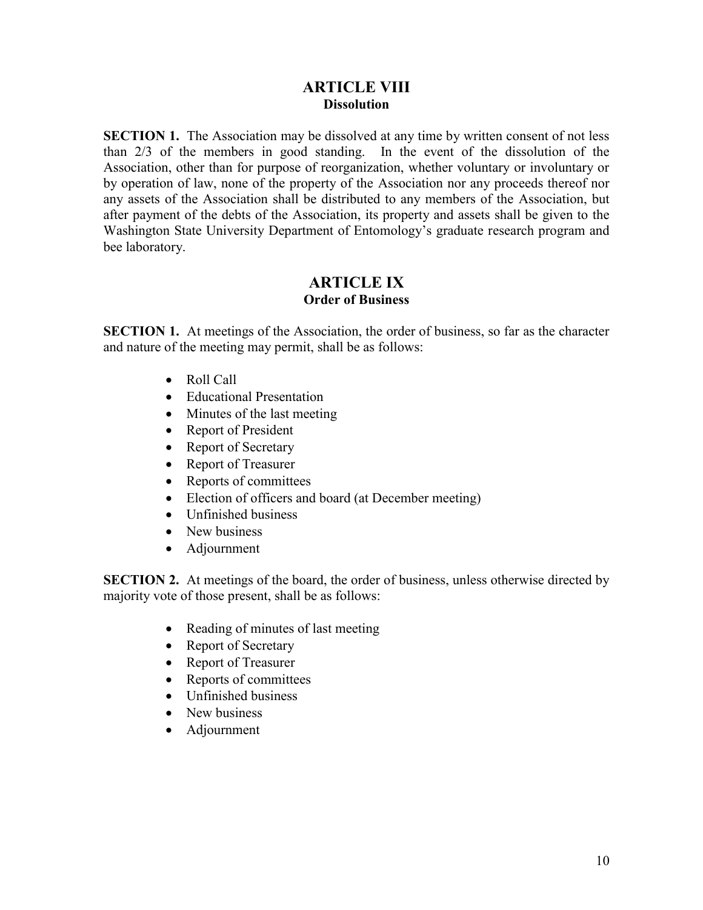## ARTICLE VIII
### Dissolution

**SECTION 1.** The Association may be dissolved at any time by written consent of not less than 2/3 of the members in good standing. In the event of the dissolution of the Association, other than for purpose of reorganization, whether voluntary or involuntary or by operation of law, none of the property of the Association nor any proceeds thereof nor any assets of the Association shall be distributed to any members of the Association, but after payment of the debts of the Association, its property and assets shall be given to the Washington State University Department of Entomology's graduate research program and bee laboratory.

## ARTICLE IX
### Order of Business

**SECTION 1.** At meetings of the Association, the order of business, so far as the character and nature of the meeting may permit, shall be as follows:

- Roll Call
- Educational Presentation
- Minutes of the last meeting
- Report of President
- Report of Secretary
- Report of Treasurer
- Reports of committees
- Election of officers and board (at December meeting)
- Unfinished business
- New business
- Adjournment

**SECTION 2.** At meetings of the board, the order of business, unless otherwise directed by majority vote of those present, shall be as follows:

- Reading of minutes of last meeting
- Report of Secretary
- Report of Treasurer
- Reports of committees
- Unfinished business
- New business
- Adjournment